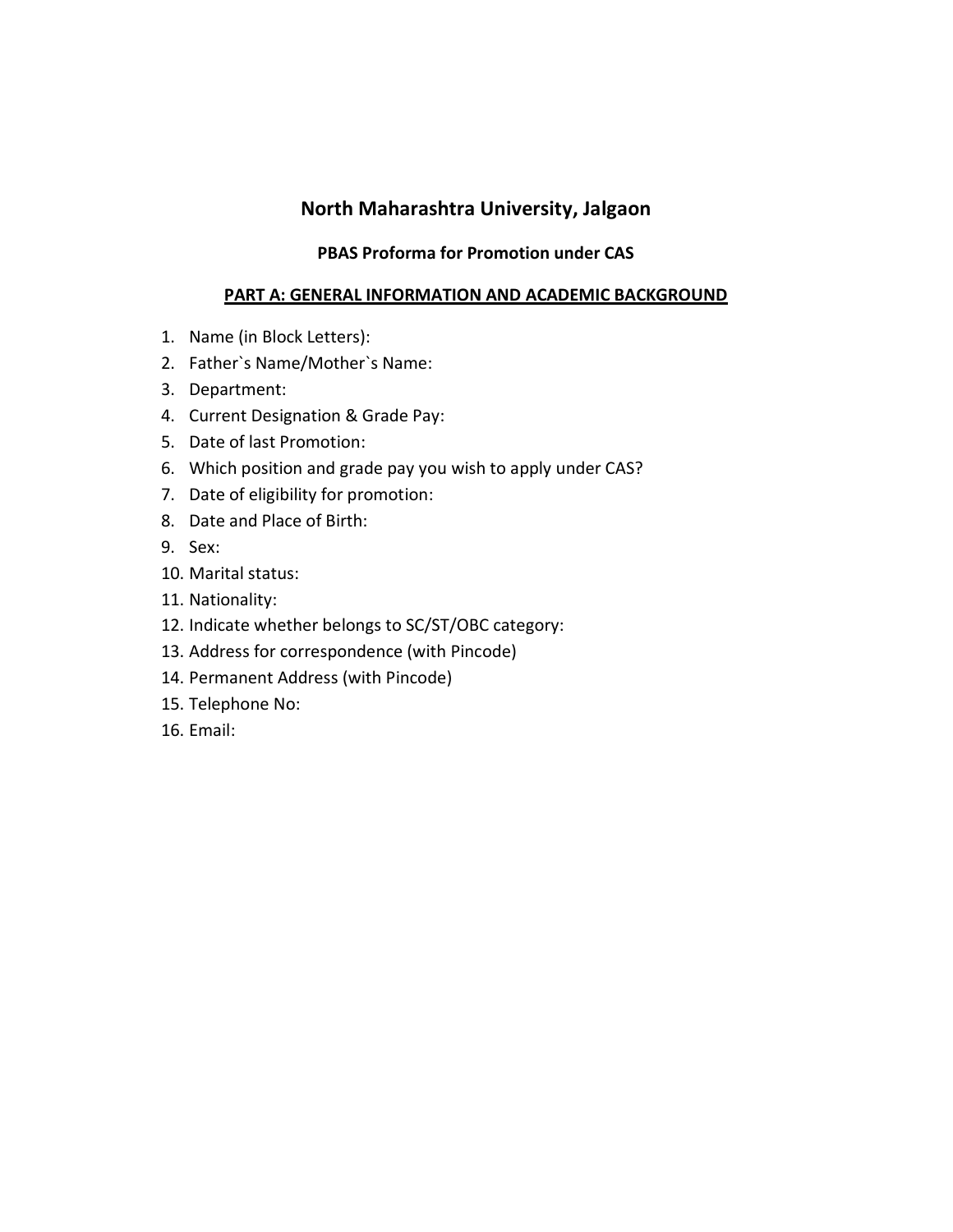# North Maharashtra University, Jalgaon

## PBAS Proforma for Promotion under CAS

### PART A: GENERAL INFORMATION AND ACADEMIC BACKGROUND

1. Name (in Block Letters):
2. Father`s Name/Mother`s Name:
3. Department:
4. Current Designation & Grade Pay:
5. Date of last Promotion:
6. Which position and grade pay you wish to apply under CAS?
7. Date of eligibility for promotion:
8. Date and Place of Birth:
9. Sex:
10. Marital status:
11. Nationality:
12. Indicate whether belongs to SC/ST/OBC category:
13. Address for correspondence (with Pincode)
14. Permanent Address (with Pincode)
15. Telephone No:
16. Email: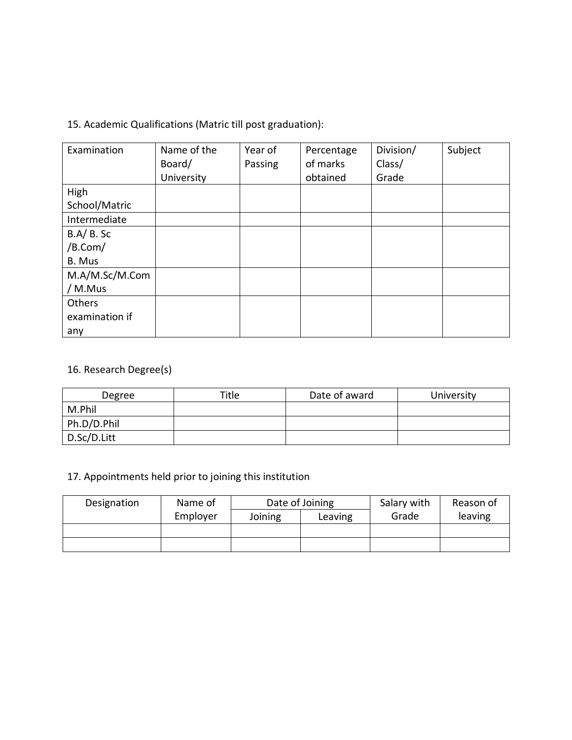15. Academic Qualifications (Matric till post graduation):

| Examination | Name of the Board/ University | Year of Passing | Percentage of marks obtained | Division/ Class/ Grade | Subject |
|---|---|---|---|---|---|
| High School/Matric | | | | | |
| Intermediate | | | | | |
| B.A/ B. Sc /B.Com/ B. Mus | | | | | |
| M.A/M.Sc/M.Com / M.Mus | | | | | |
| Others examination if any | | | | | |

16. Research Degree(s)

| Degree | Title | Date of award | University |
|---|---|---|---|
| M.Phil | | | |
| Ph.D/D.Phil | | | |
| D.Sc/D.Litt | | | |

17. Appointments held prior to joining this institution

| Designation | Name of Employer | Date of Joining | | Salary with Grade | Reason of leaving |
|---|---|---|---|---|---|
| | | Joining | Leaving | | |
| | | | | | |
| | | | | | |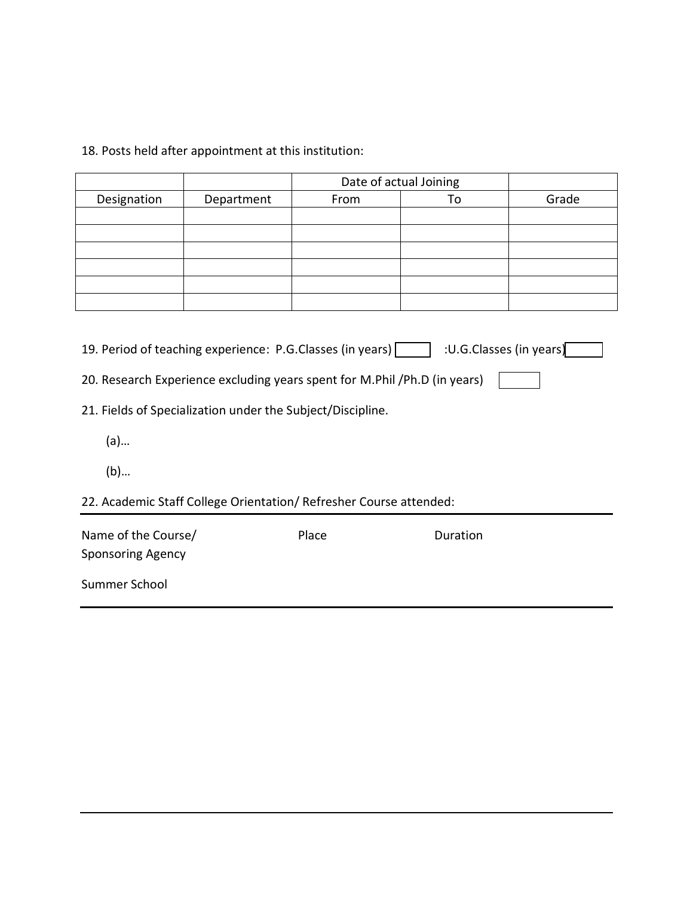18. Posts held after appointment at this institution:

| | | Date of actual Joining | | |
|---|---|---|---|---|
| Designation | Department | From | To | Grade |
| | | | | |
| | | | | |
| | | | | |
| | | | | |
| | | | | |
| | | | | |

19. Period of teaching experience: P.G.Classes (in years) [ ] :U.G.Classes (in years) [ ]

20. Research Experience excluding years spent for M.Phil /Ph.D (in years) [ ]

21. Fields of Specialization under the Subject/Discipline.

(a)…

(b)…

22. Academic Staff College Orientation/ Refresher Course attended:

| Name of the Course/ Sponsoring Agency | Place | Duration |
|---|---|---|
| Summer School | | |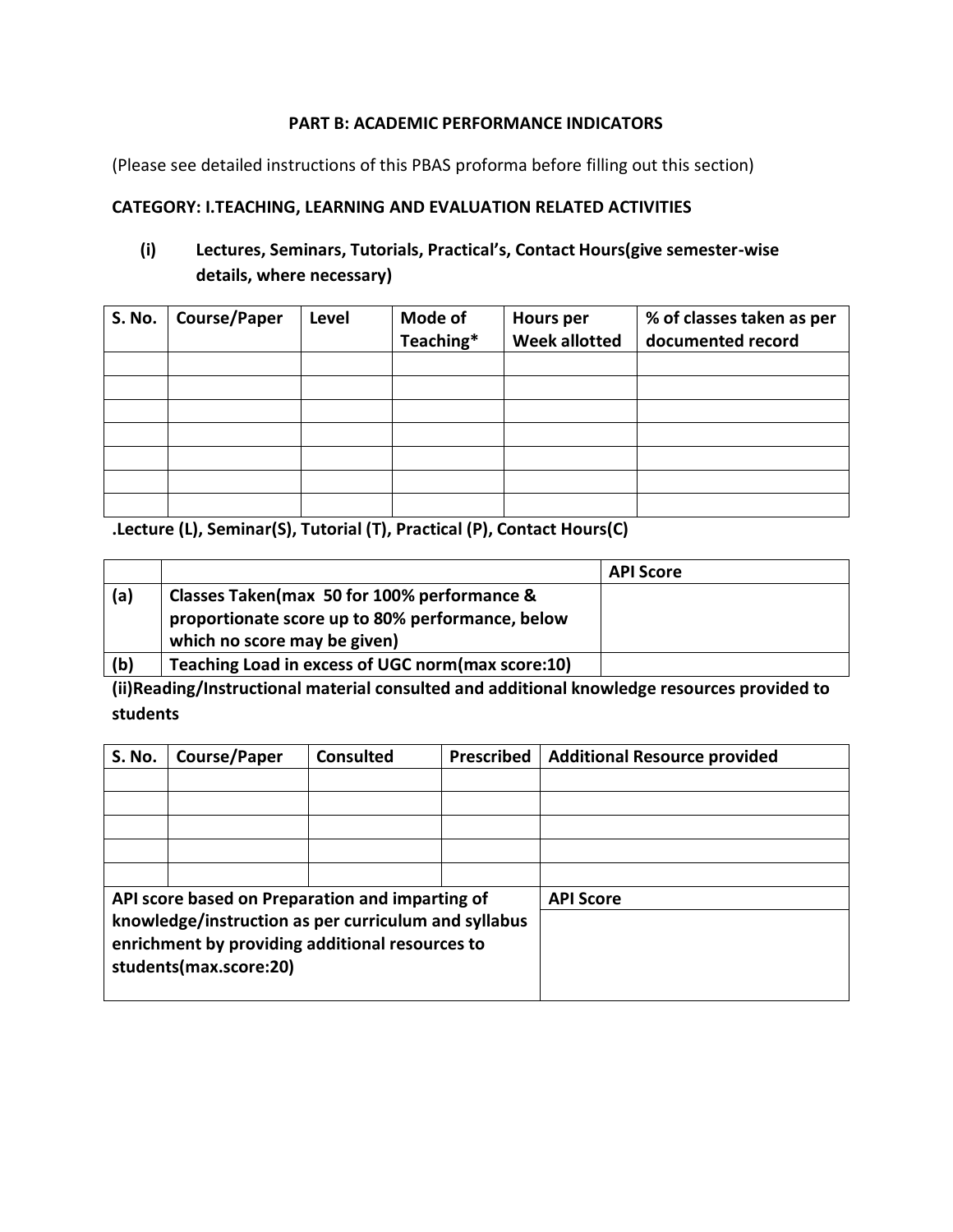## PART B: ACADEMIC PERFORMANCE INDICATORS

(Please see detailed instructions of this PBAS proforma before filling out this section)

**CATEGORY: I.TEACHING, LEARNING AND EVALUATION RELATED ACTIVITIES**

**(i) Lectures, Seminars, Tutorials, Practical's, Contact Hours(give semester-wise details, where necessary)**

| S. No. | Course/Paper | Level | Mode of Teaching* | Hours per Week allotted | % of classes taken as per documented record |
|---|---|---|---|---|---|
| | | | | | |
| | | | | | |
| | | | | | |
| | | | | | |
| | | | | | |
| | | | | | |
| | | | | | |

**.Lecture (L), Seminar(S), Tutorial (T), Practical (P), Contact Hours(C)**

| | | API Score |
|---|---|---|
| (a) | Classes Taken(max 50 for 100% performance & proportionate score up to 80% performance, below which no score may be given) | |
| (b) | Teaching Load in excess of UGC norm(max score:10) | |

**(ii)Reading/Instructional material consulted and additional knowledge resources provided to students**

| S. No. | Course/Paper | Consulted | Prescribed | Additional Resource provided |
|---|---|---|---|---|
| | | | | |
| | | | | |
| | | | | |
| | | | | |
| | | | | |
| API score based on Preparation and imparting of knowledge/instruction as per curriculum and syllabus enrichment by providing additional resources to students(max.score:20) | | | | API Score |
| | | | | |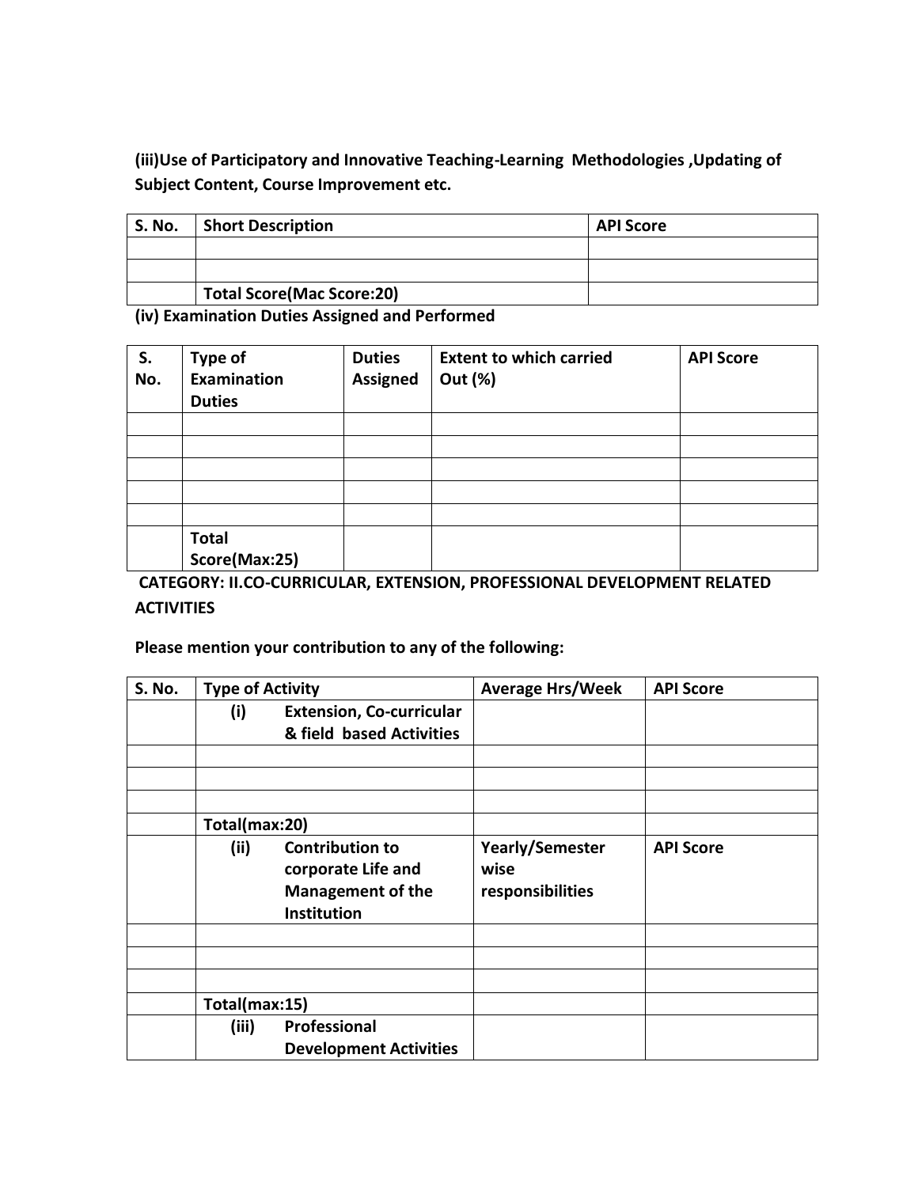**(iii)Use of Participatory and Innovative Teaching-Learning Methodologies ,Updating of Subject Content, Course Improvement etc.**

| S. No. | Short Description | API Score |
|---|---|---|
| | | |
| | | |
| | **Total Score(Mac Score:20)** | |

**(iv) Examination Duties Assigned and Performed**

| S. No. | Type of Examination Duties | Duties Assigned | Extent to which carried Out (%) | API Score |
|---|---|---|---|---|
| | | | | |
| | | | | |
| | | | | |
| | | | | |
| | | | | |
| | **Total Score(Max:25)** | | | |

**CATEGORY: II.CO-CURRICULAR, EXTENSION, PROFESSIONAL DEVELOPMENT RELATED ACTIVITIES**

**Please mention your contribution to any of the following:**

| S. No. | Type of Activity | Average Hrs/Week | API Score |
|---|---|---|---|
| | **(i) Extension, Co-curricular & field based Activities** | | |
| | | | |
| | | | |
| | | | |
| | **Total(max:20)** | | |
| | **(ii) Contribution to corporate Life and Management of the Institution** | **Yearly/Semester wise responsibilities** | **API Score** |
| | | | |
| | | | |
| | | | |
| | **Total(max:15)** | | |
| | **(iii) Professional Development Activities** | | |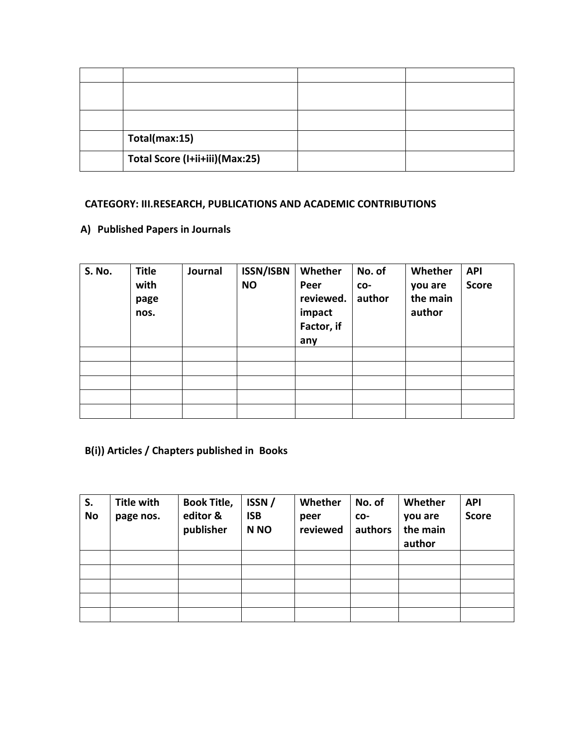| | | | |
|---|---|---|---|
| | | | |
| | | | |
| | | | |
| | **Total(max:15)** | | |
| | **Total Score (I+ii+iii)(Max:25)** | | |

**CATEGORY: III.RESEARCH, PUBLICATIONS AND ACADEMIC CONTRIBUTIONS**

**A) Published Papers in Journals**

| S. No. | Title with page nos. | Journal | ISSN/ISBN NO | Whether Peer reviewed. impact Factor, if any | No. of co-author | Whether you are the main author | API Score |
|---|---|---|---|---|---|---|---|
| | | | | | | | |
| | | | | | | | |
| | | | | | | | |
| | | | | | | | |
| | | | | | | | |

**B(i)) Articles / Chapters published in Books**

| S. No | Title with page nos. | Book Title, editor & publisher | ISSN / ISBN NO | Whether peer reviewed | No. of co-authors | Whether you are the main author | API Score |
|---|---|---|---|---|---|---|---|
| | | | | | | | |
| | | | | | | | |
| | | | | | | | |
| | | | | | | | |
| | | | | | | | |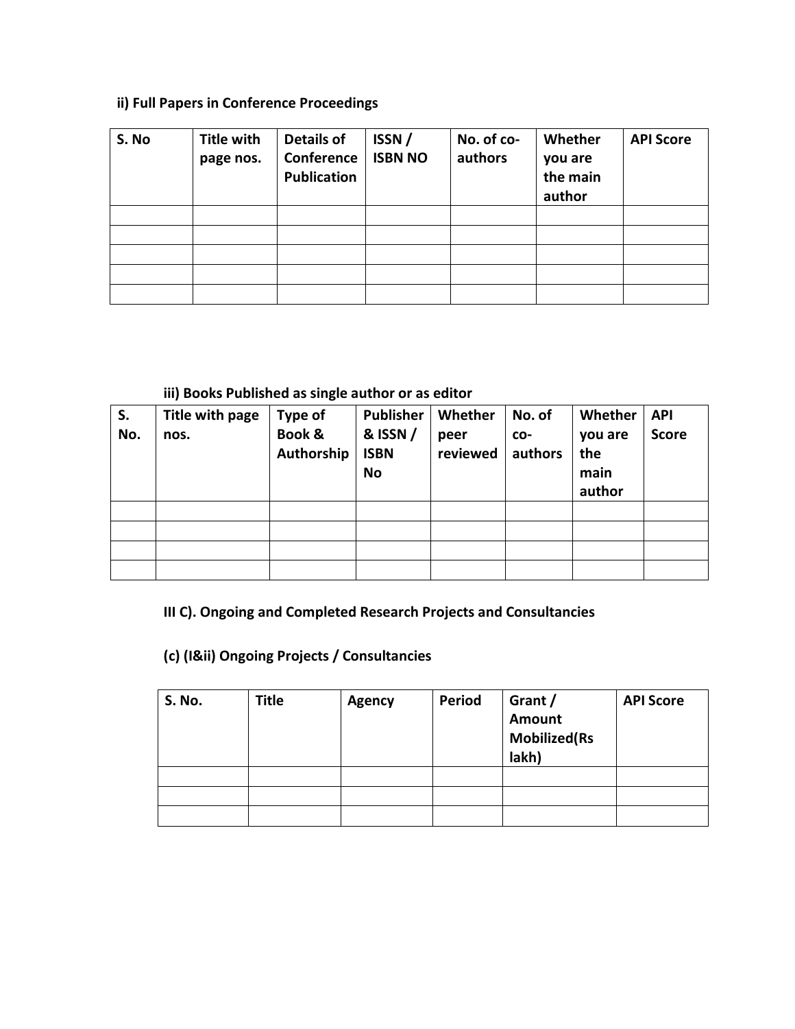**ii) Full Papers in Conference Proceedings**

| S. No | Title with page nos. | Details of Conference Publication | ISSN / ISBN NO | No. of co-authors | Whether you are the main author | API Score |
|---|---|---|---|---|---|---|
| | | | | | | |
| | | | | | | |
| | | | | | | |
| | | | | | | |
| | | | | | | |

**iii) Books Published as single author or as editor**

| S. No. | Title with page nos. | Type of Book & Authorship | Publisher & ISSN / ISBN No | Whether peer reviewed | No. of co-authors | Whether you are the main author | API Score |
|---|---|---|---|---|---|---|---|
| | | | | | | | |
| | | | | | | | |
| | | | | | | | |
| | | | | | | | |

**III C). Ongoing and Completed Research Projects and Consultancies**

**(c) (I&ii) Ongoing Projects / Consultancies**

| S. No. | Title | Agency | Period | Grant / Amount Mobilized(Rs lakh) | API Score |
|---|---|---|---|---|---|
| | | | | | |
| | | | | | |
| | | | | | |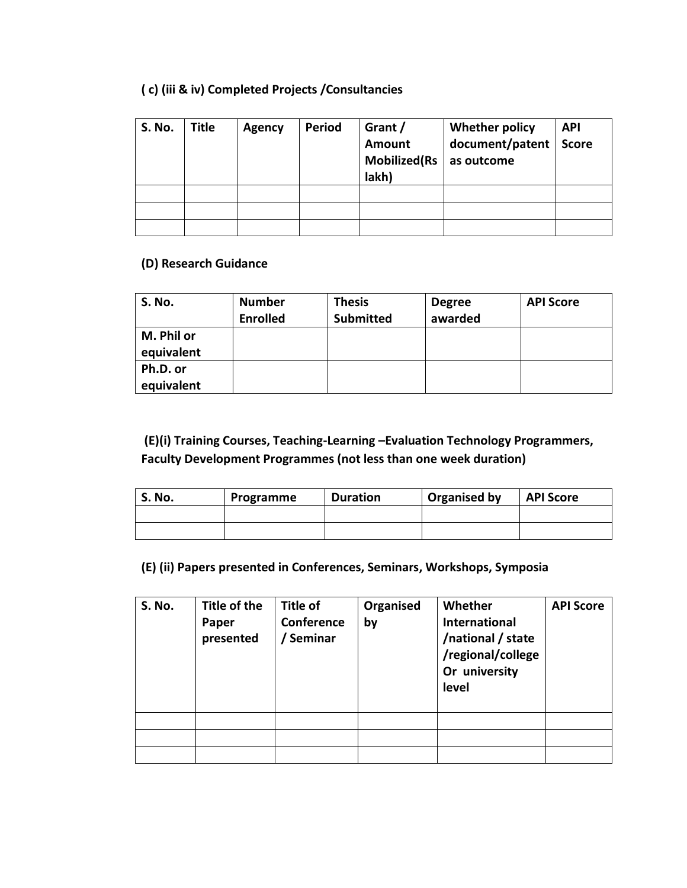**( c) (iii & iv) Completed Projects /Consultancies**

| S. No. | Title | Agency | Period | Grant / Amount Mobilized(Rs lakh) | Whether policy document/patent as outcome | API Score |
|---|---|---|---|---|---|---|
| | | | | | | |
| | | | | | | |
| | | | | | | |

**(D) Research Guidance**

| S. No. | Number Enrolled | Thesis Submitted | Degree awarded | API Score |
|---|---|---|---|---|
| **M. Phil or equivalent** | | | | |
| **Ph.D. or equivalent** | | | | |

**(E)(i) Training Courses, Teaching-Learning –Evaluation Technology Programmers, Faculty Development Programmes (not less than one week duration)**

| S. No. | Programme | Duration | Organised by | API Score |
|---|---|---|---|---|
| | | | | |
| | | | | |

**(E) (ii) Papers presented in Conferences, Seminars, Workshops, Symposia**

| S. No. | Title of the Paper presented | Title of Conference / Seminar | Organised by | Whether International /national / state /regional/college Or university level | API Score |
|---|---|---|---|---|---|
| | | | | | |
| | | | | | |
| | | | | | |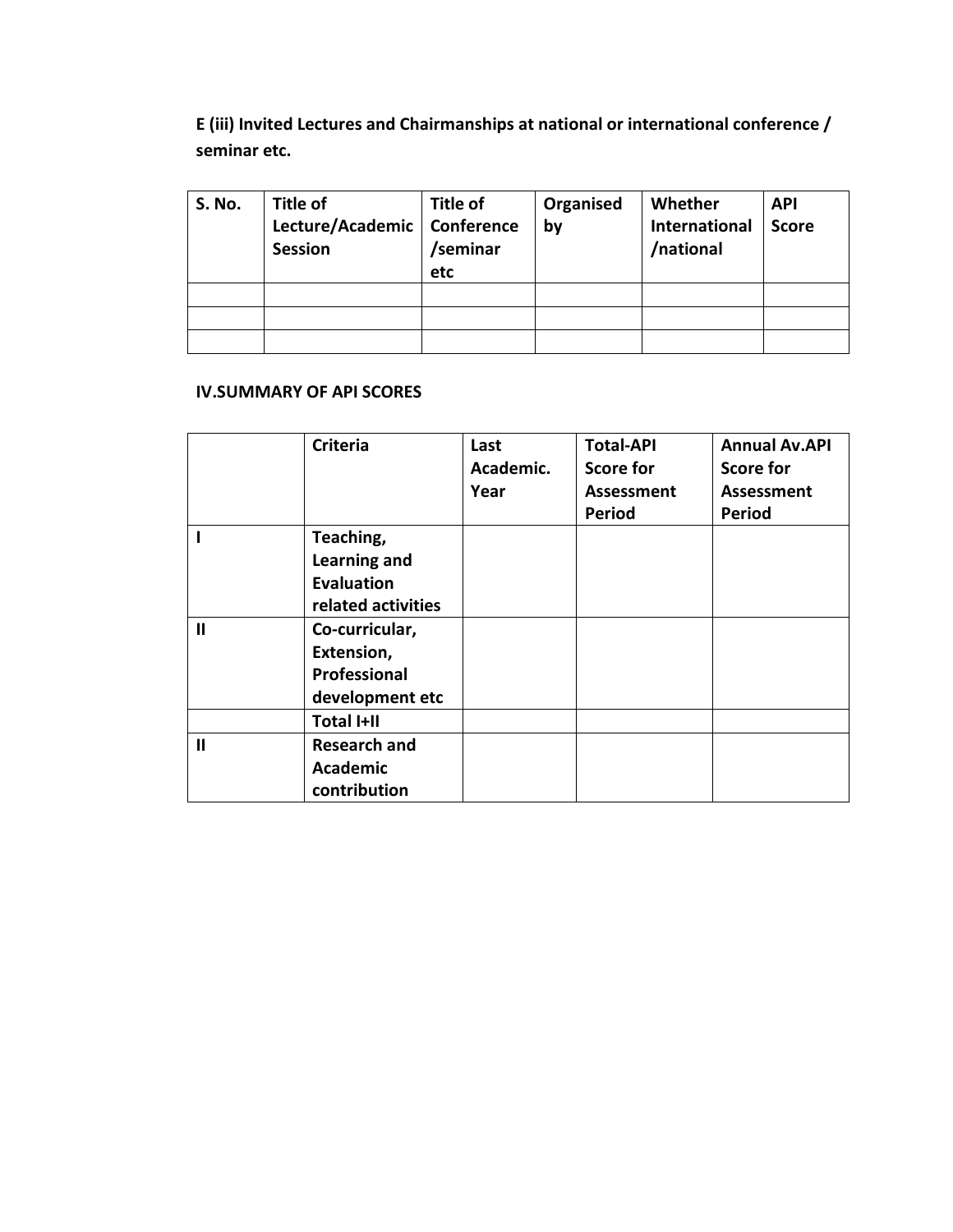**E (iii) Invited Lectures and Chairmanships at national or international conference / seminar etc.**

| S. No. | Title of Lecture/Academic Session | Title of Conference /seminar etc | Organised by | Whether International /national | API Score |
|---|---|---|---|---|---|
| | | | | | |
| | | | | | |
| | | | | | |

**IV.SUMMARY OF API SCORES**

| | Criteria | Last Academic. Year | Total-API Score for Assessment Period | Annual Av.API Score for Assessment Period |
|---|---|---|---|---|
| I | Teaching, Learning and Evaluation related activities | | | |
| II | Co-curricular, Extension, Professional development etc | | | |
| | Total I+II | | | |
| II | Research and Academic contribution | | | |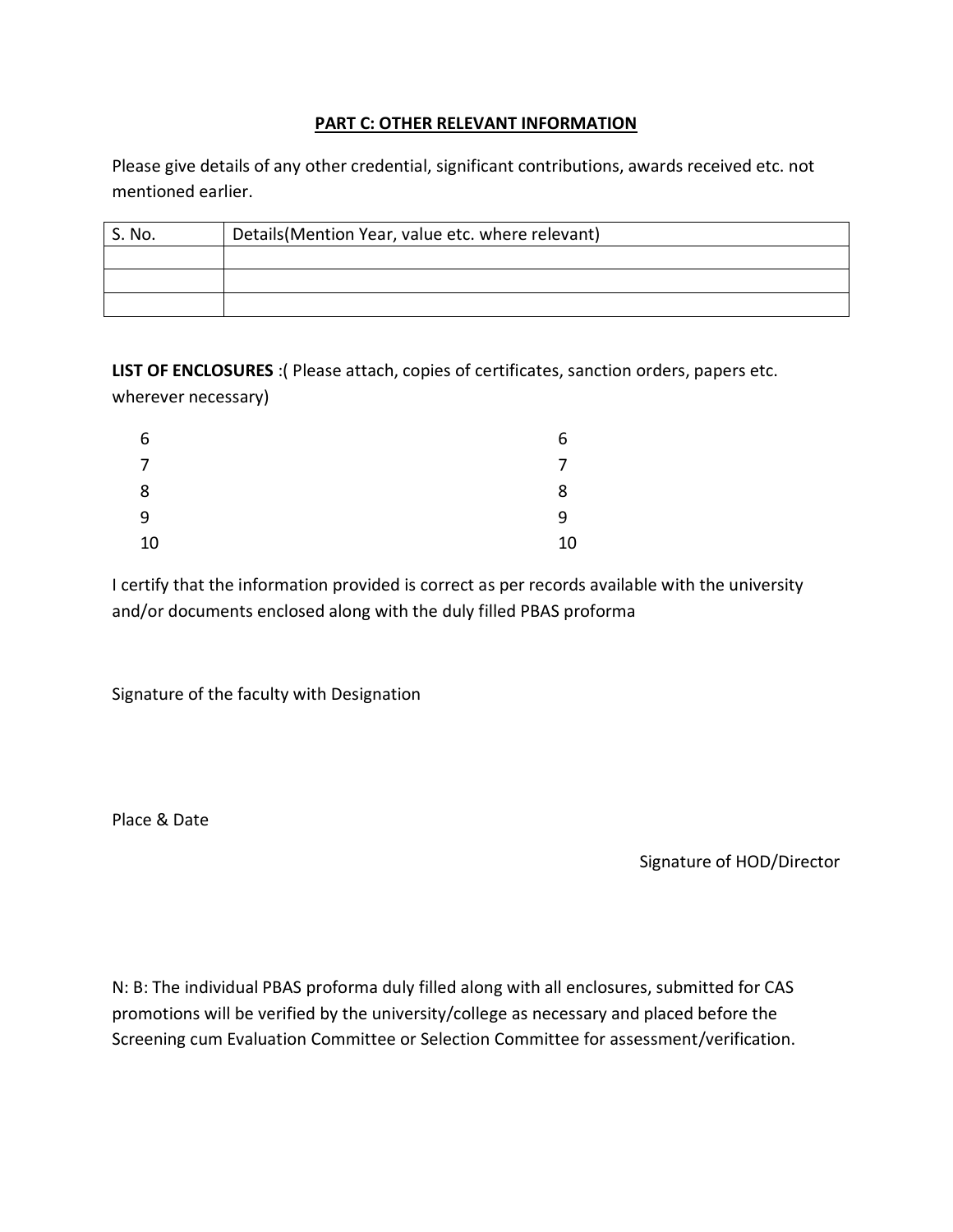## PART C: OTHER RELEVANT INFORMATION

Please give details of any other credential, significant contributions, awards received etc. not mentioned earlier.

| S. No. | Details(Mention Year, value etc. where relevant) |
|---|---|
| | |
| | |
| | |

**LIST OF ENCLOSURES** :( Please attach, copies of certificates, sanction orders, papers etc. wherever necessary)

6
7
8
9
10

6
7
8
9
10

I certify that the information provided is correct as per records available with the university and/or documents enclosed along with the duly filled PBAS proforma

Signature of the faculty with Designation

Place & Date

Signature of HOD/Director

N: B: The individual PBAS proforma duly filled along with all enclosures, submitted for CAS promotions will be verified by the university/college as necessary and placed before the Screening cum Evaluation Committee or Selection Committee for assessment/verification.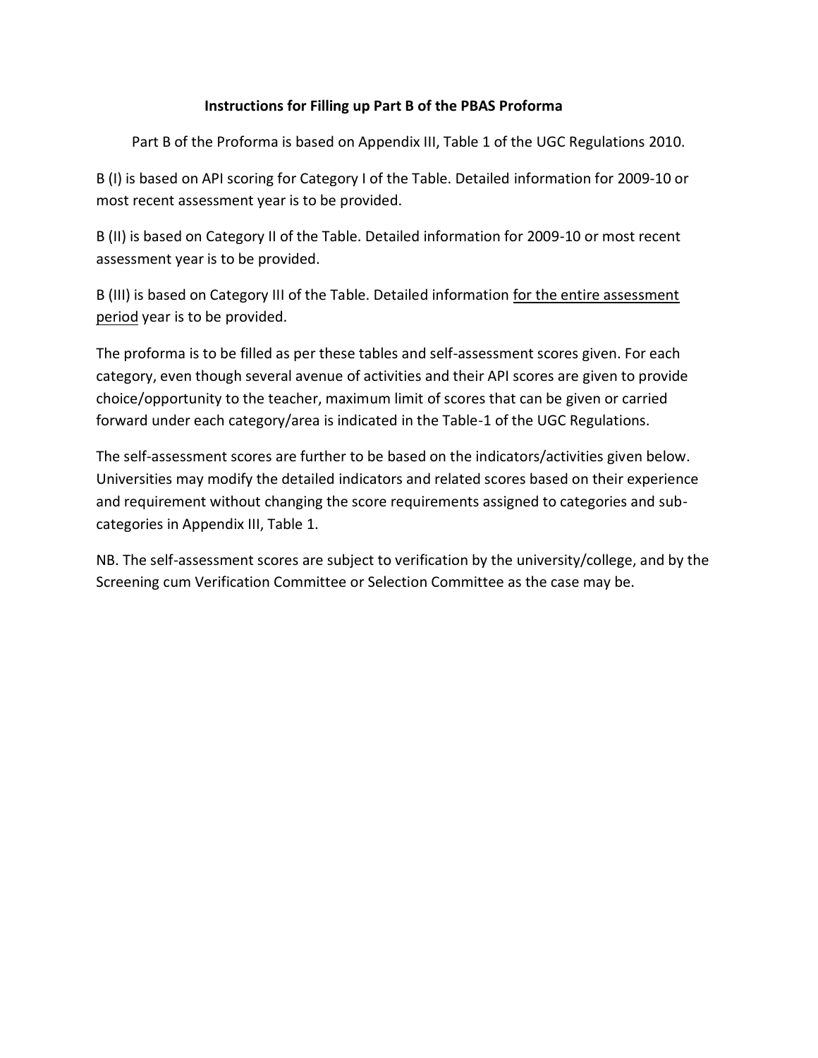**Instructions for Filling up Part B of the PBAS Proforma**

Part B of the Proforma is based on Appendix III, Table 1 of the UGC Regulations 2010.

B (I) is based on API scoring for Category I of the Table. Detailed information for 2009-10 or most recent assessment year is to be provided.

B (II) is based on Category II of the Table. Detailed information for 2009-10 or most recent assessment year is to be provided.

B (III) is based on Category III of the Table. Detailed information <u>for the entire assessment period</u> year is to be provided.

The proforma is to be filled as per these tables and self-assessment scores given. For each category, even though several avenue of activities and their API scores are given to provide choice/opportunity to the teacher, maximum limit of scores that can be given or carried forward under each category/area is indicated in the Table-1 of the UGC Regulations.

The self-assessment scores are further to be based on the indicators/activities given below. Universities may modify the detailed indicators and related scores based on their experience and requirement without changing the score requirements assigned to categories and sub-categories in Appendix III, Table 1.

NB. The self-assessment scores are subject to verification by the university/college, and by the Screening cum Verification Committee or Selection Committee as the case may be.